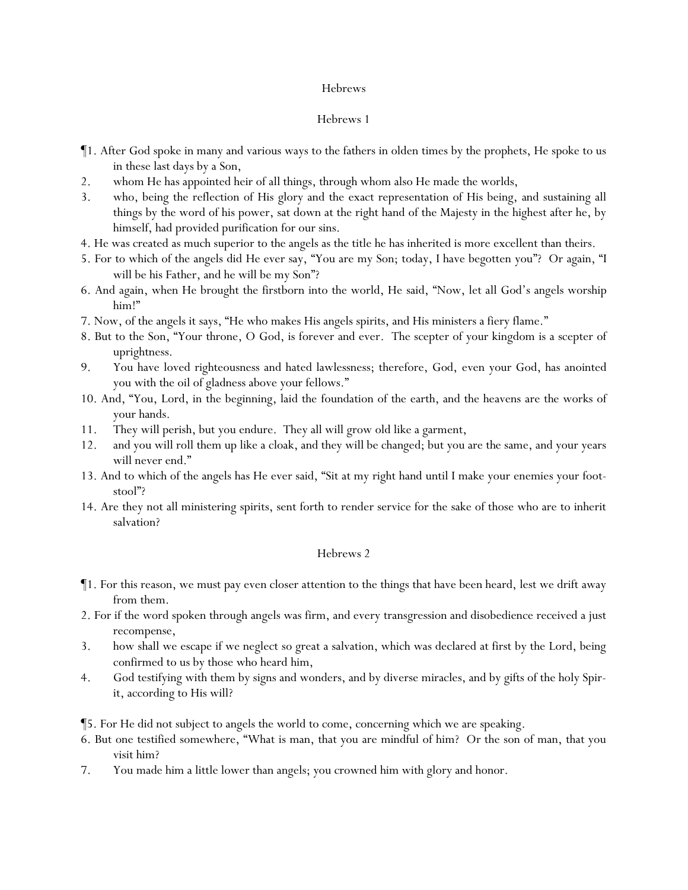# Hebrews

## Hebrews 1

¶1. After God spoke in many and various ways to the fathers in olden times by the prophets, He spoke to us in these last days by a Son,

2. whom He has appointed heir of all things, through whom also He made the worlds,

3. who, being the reflection of His glory and the exact representation of His being, and sustaining all things by the word of his power, sat down at the right hand of the Majesty in the highest after he, by himself, had provided purification for our sins.

4. He was created as much superior to the angels as the title he has inherited is more excellent than theirs.

5. For to which of the angels did He ever say, "You are my Son; today, I have begotten you"? Or again, "I will be his Father, and he will be my Son"?

6. And again, when He brought the firstborn into the world, He said, "Now, let all God's angels worship him!"

7. Now, of the angels it says, "He who makes His angels spirits, and His ministers a fiery flame."

8. But to the Son, "Your throne, O God, is forever and ever. The scepter of your kingdom is a scepter of uprightness.

9. You have loved righteousness and hated lawlessness; therefore, God, even your God, has anointed you with the oil of gladness above your fellows."

10. And, "You, Lord, in the beginning, laid the foundation of the earth, and the heavens are the works of your hands.

11. They will perish, but you endure. They all will grow old like a garment,

12. and you will roll them up like a cloak, and they will be changed; but you are the same, and your years will never end."

13. And to which of the angels has He ever said, "Sit at my right hand until I make your enemies your footstool"?

14. Are they not all ministering spirits, sent forth to render service for the sake of those who are to inherit salvation?

## Hebrews 2

¶1. For this reason, we must pay even closer attention to the things that have been heard, lest we drift away from them.

2. For if the word spoken through angels was firm, and every transgression and disobedience received a just recompense,

3. how shall we escape if we neglect so great a salvation, which was declared at first by the Lord, being confirmed to us by those who heard him,

4. God testifying with them by signs and wonders, and by diverse miracles, and by gifts of the holy Spirit, according to His will?

¶5. For He did not subject to angels the world to come, concerning which we are speaking.

6. But one testified somewhere, "What is man, that you are mindful of him? Or the son of man, that you visit him?

7. You made him a little lower than angels; you crowned him with glory and honor.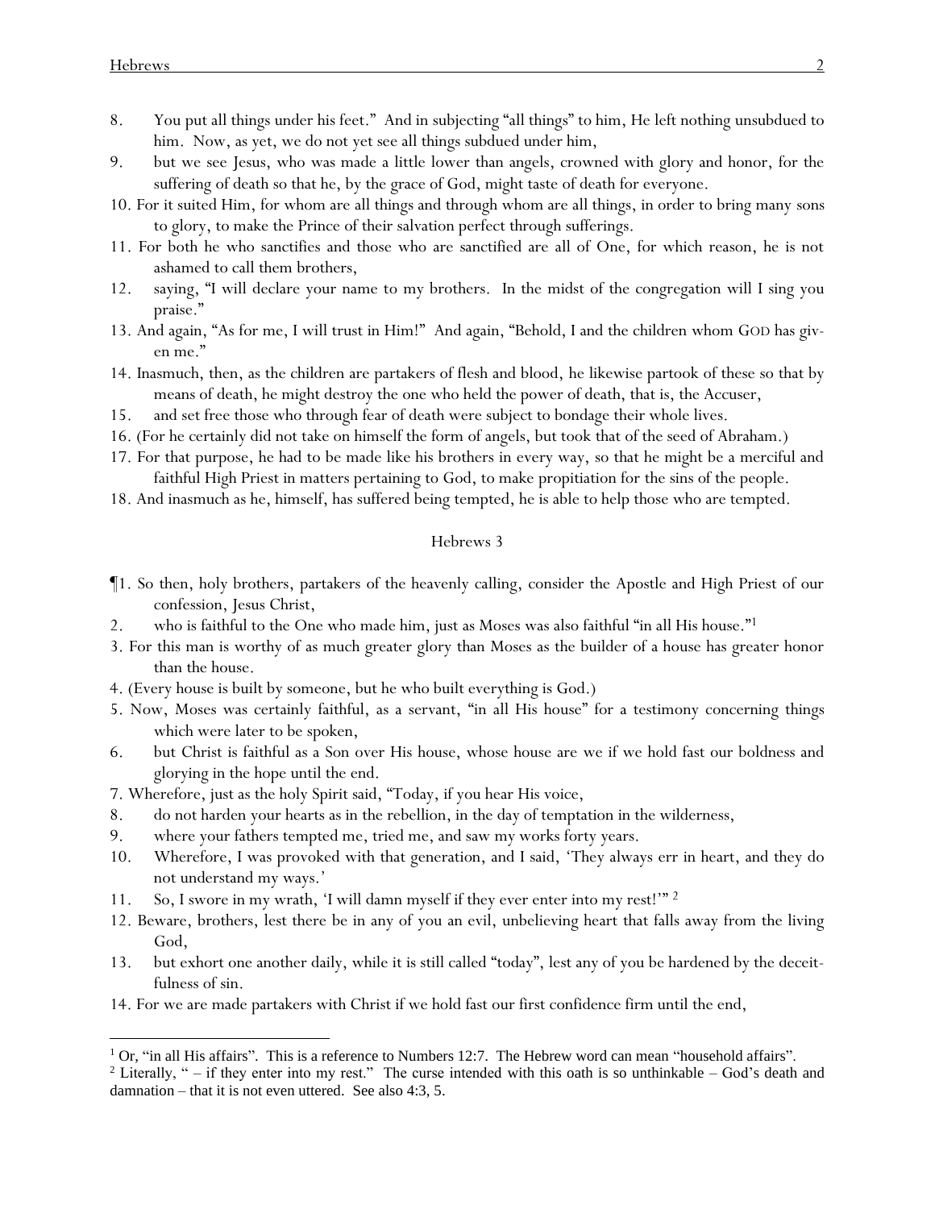8. You put all things under his feet." And in subjecting "all things" to him, He left nothing unsubdued to him. Now, as yet, we do not yet see all things subdued under him,

9. but we see Jesus, who was made a little lower than angels, crowned with glory and honor, for the suffering of death so that he, by the grace of God, might taste of death for everyone.

10. For it suited Him, for whom are all things and through whom are all things, in order to bring many sons to glory, to make the Prince of their salvation perfect through sufferings.

11. For both he who sanctifies and those who are sanctified are all of One, for which reason, he is not ashamed to call them brothers,

12. saying, "I will declare your name to my brothers. In the midst of the congregation will I sing you praise."

13. And again, "As for me, I will trust in Him!" And again, "Behold, I and the children whom GOD has given me."

14. Inasmuch, then, as the children are partakers of flesh and blood, he likewise partook of these so that by means of death, he might destroy the one who held the power of death, that is, the Accuser,

15. and set free those who through fear of death were subject to bondage their whole lives.

16. (For he certainly did not take on himself the form of angels, but took that of the seed of Abraham.)

17. For that purpose, he had to be made like his brothers in every way, so that he might be a merciful and faithful High Priest in matters pertaining to God, to make propitiation for the sins of the people.

18. And inasmuch as he, himself, has suffered being tempted, he is able to help those who are tempted.

## Hebrews 3

¶1. So then, holy brothers, partakers of the heavenly calling, consider the Apostle and High Priest of our confession, Jesus Christ,

2. who is faithful to the One who made him, just as Moses was also faithful "in all His house."[1]

3. For this man is worthy of as much greater glory than Moses as the builder of a house has greater honor than the house.

4. (Every house is built by someone, but he who built everything is God.)

5. Now, Moses was certainly faithful, as a servant, "in all His house" for a testimony concerning things which were later to be spoken,

6. but Christ is faithful as a Son over His house, whose house are we if we hold fast our boldness and glorying in the hope until the end.

7. Wherefore, just as the holy Spirit said, "Today, if you hear His voice,

8. do not harden your hearts as in the rebellion, in the day of temptation in the wilderness,

9. where your fathers tempted me, tried me, and saw my works forty years.

10. Wherefore, I was provoked with that generation, and I said, 'They always err in heart, and they do not understand my ways.'

11. So, I swore in my wrath, 'I will damn myself if they ever enter into my rest!'" [2]

12. Beware, brothers, lest there be in any of you an evil, unbelieving heart that falls away from the living God,

13. but exhort one another daily, while it is still called "today", lest any of you be hardened by the deceitfulness of sin.

14. For we are made partakers with Christ if we hold fast our first confidence firm until the end,

---

[1] Or, "in all His affairs". This is a reference to Numbers 12:7. The Hebrew word can mean "household affairs".

[2] Literally, " – if they enter into my rest." The curse intended with this oath is so unthinkable – God's death and damnation – that it is not even uttered. See also 4:3, 5.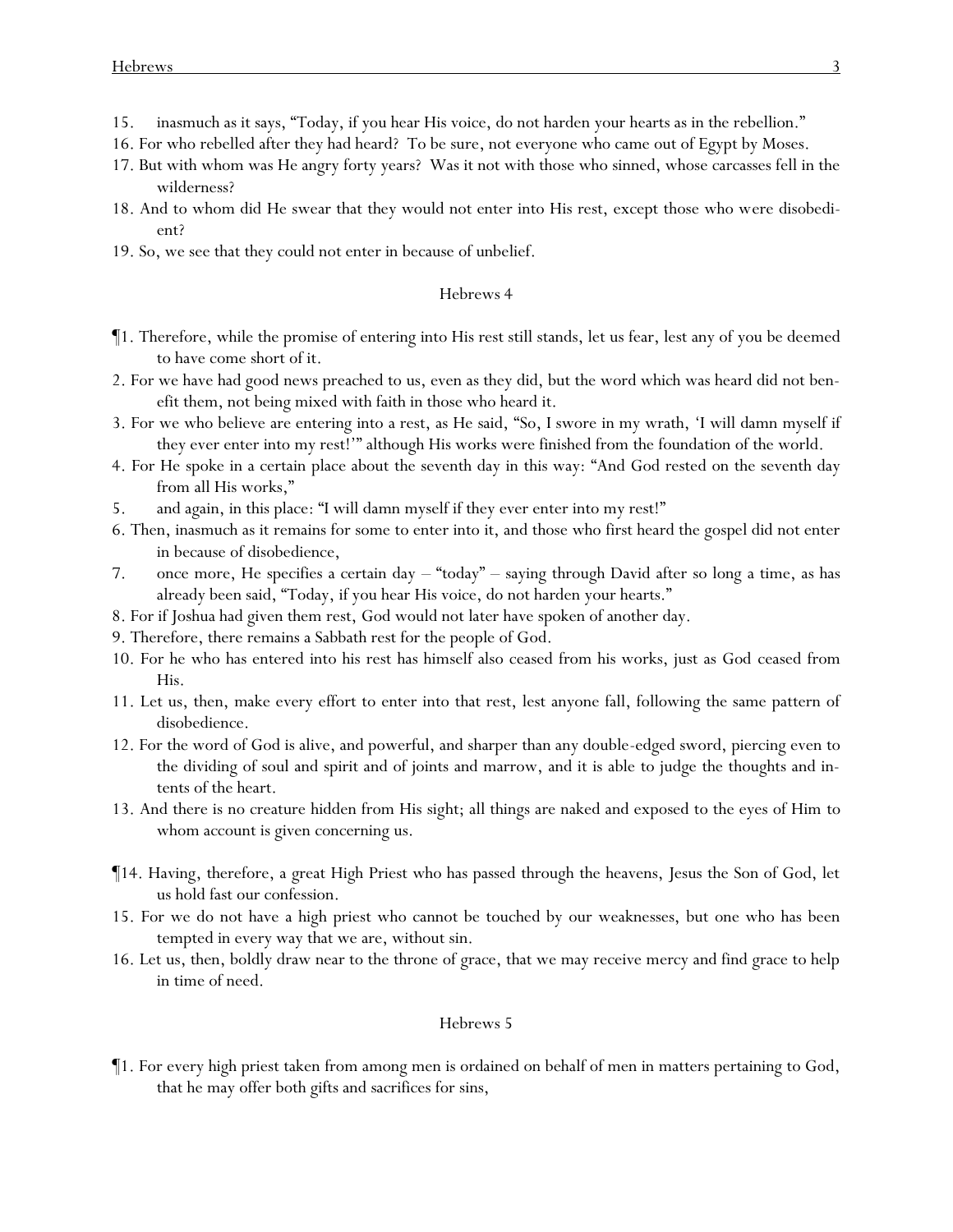15. inasmuch as it says, "Today, if you hear His voice, do not harden your hearts as in the rebellion."
16. For who rebelled after they had heard? To be sure, not everyone who came out of Egypt by Moses.
17. But with whom was He angry forty years? Was it not with those who sinned, whose carcasses fell in the wilderness?
18. And to whom did He swear that they would not enter into His rest, except those who were disobedient?
19. So, we see that they could not enter in because of unbelief.

## Hebrews 4

¶1. Therefore, while the promise of entering into His rest still stands, let us fear, lest any of you be deemed to have come short of it.
2. For we have had good news preached to us, even as they did, but the word which was heard did not benefit them, not being mixed with faith in those who heard it.
3. For we who believe are entering into a rest, as He said, "So, I swore in my wrath, 'I will damn myself if they ever enter into my rest!'" although His works were finished from the foundation of the world.
4. For He spoke in a certain place about the seventh day in this way: "And God rested on the seventh day from all His works,"
5. and again, in this place: "I will damn myself if they ever enter into my rest!"
6. Then, inasmuch as it remains for some to enter into it, and those who first heard the gospel did not enter in because of disobedience,
7. once more, He specifies a certain day – "today" – saying through David after so long a time, as has already been said, "Today, if you hear His voice, do not harden your hearts."
8. For if Joshua had given them rest, God would not later have spoken of another day.
9. Therefore, there remains a Sabbath rest for the people of God.
10. For he who has entered into his rest has himself also ceased from his works, just as God ceased from His.
11. Let us, then, make every effort to enter into that rest, lest anyone fall, following the same pattern of disobedience.
12. For the word of God is alive, and powerful, and sharper than any double-edged sword, piercing even to the dividing of soul and spirit and of joints and marrow, and it is able to judge the thoughts and intents of the heart.
13. And there is no creature hidden from His sight; all things are naked and exposed to the eyes of Him to whom account is given concerning us.

¶14. Having, therefore, a great High Priest who has passed through the heavens, Jesus the Son of God, let us hold fast our confession.
15. For we do not have a high priest who cannot be touched by our weaknesses, but one who has been tempted in every way that we are, without sin.
16. Let us, then, boldly draw near to the throne of grace, that we may receive mercy and find grace to help in time of need.

## Hebrews 5

¶1. For every high priest taken from among men is ordained on behalf of men in matters pertaining to God, that he may offer both gifts and sacrifices for sins,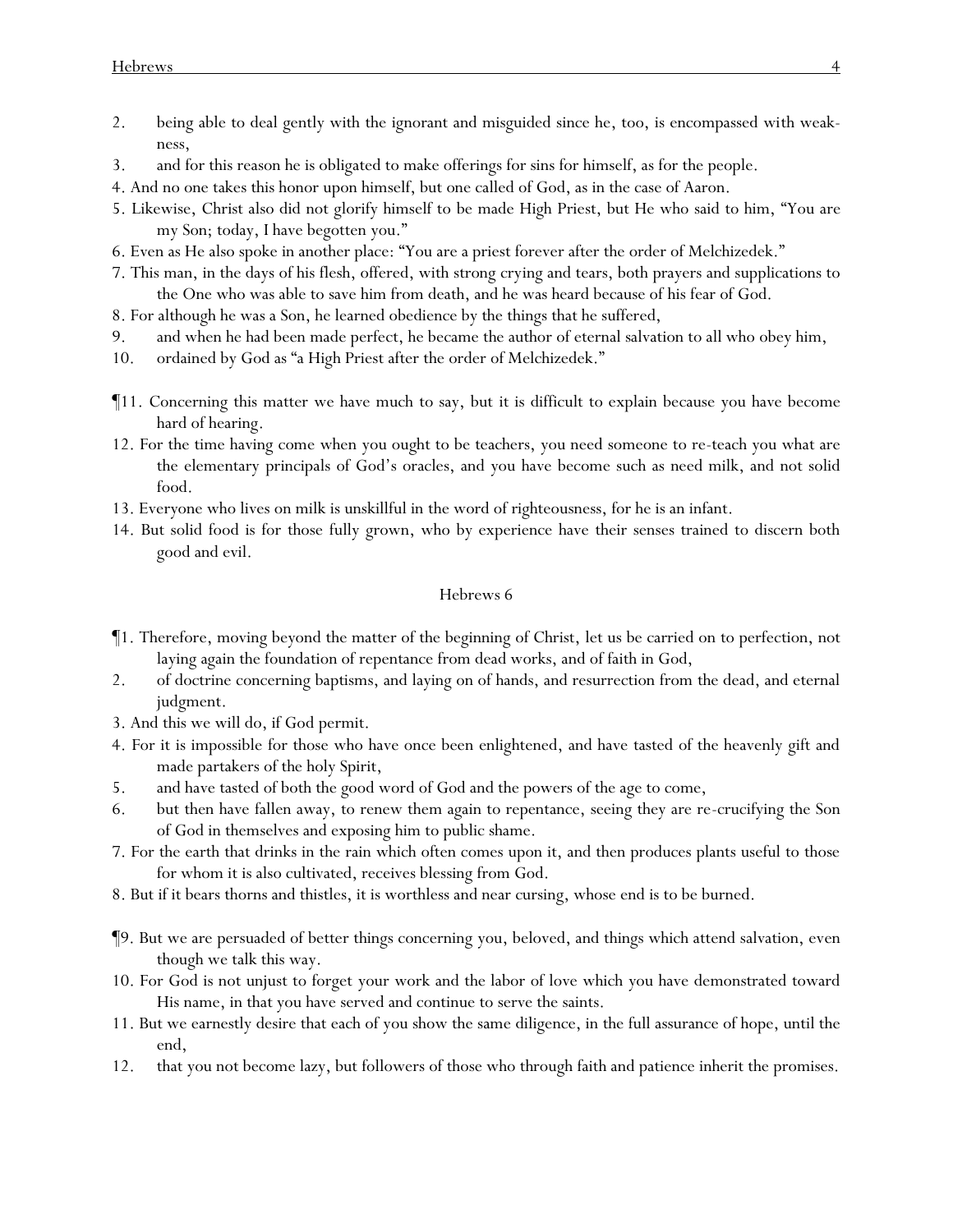2. being able to deal gently with the ignorant and misguided since he, too, is encompassed with weakness,

3. and for this reason he is obligated to make offerings for sins for himself, as for the people.

4. And no one takes this honor upon himself, but one called of God, as in the case of Aaron.

5. Likewise, Christ also did not glorify himself to be made High Priest, but He who said to him, "You are my Son; today, I have begotten you."

6. Even as He also spoke in another place: "You are a priest forever after the order of Melchizedek."

7. This man, in the days of his flesh, offered, with strong crying and tears, both prayers and supplications to the One who was able to save him from death, and he was heard because of his fear of God.

8. For although he was a Son, he learned obedience by the things that he suffered,

9. and when he had been made perfect, he became the author of eternal salvation to all who obey him,

10. ordained by God as "a High Priest after the order of Melchizedek."

¶11. Concerning this matter we have much to say, but it is difficult to explain because you have become hard of hearing.

12. For the time having come when you ought to be teachers, you need someone to re-teach you what are the elementary principals of God's oracles, and you have become such as need milk, and not solid food.

13. Everyone who lives on milk is unskillful in the word of righteousness, for he is an infant.

14. But solid food is for those fully grown, who by experience have their senses trained to discern both good and evil.

## Hebrews 6

¶1. Therefore, moving beyond the matter of the beginning of Christ, let us be carried on to perfection, not laying again the foundation of repentance from dead works, and of faith in God,

2. of doctrine concerning baptisms, and laying on of hands, and resurrection from the dead, and eternal judgment.

3. And this we will do, if God permit.

4. For it is impossible for those who have once been enlightened, and have tasted of the heavenly gift and made partakers of the holy Spirit,

5. and have tasted of both the good word of God and the powers of the age to come,

6. but then have fallen away, to renew them again to repentance, seeing they are re-crucifying the Son of God in themselves and exposing him to public shame.

7. For the earth that drinks in the rain which often comes upon it, and then produces plants useful to those for whom it is also cultivated, receives blessing from God.

8. But if it bears thorns and thistles, it is worthless and near cursing, whose end is to be burned.

¶9. But we are persuaded of better things concerning you, beloved, and things which attend salvation, even though we talk this way.

10. For God is not unjust to forget your work and the labor of love which you have demonstrated toward His name, in that you have served and continue to serve the saints.

11. But we earnestly desire that each of you show the same diligence, in the full assurance of hope, until the end,

12. that you not become lazy, but followers of those who through faith and patience inherit the promises.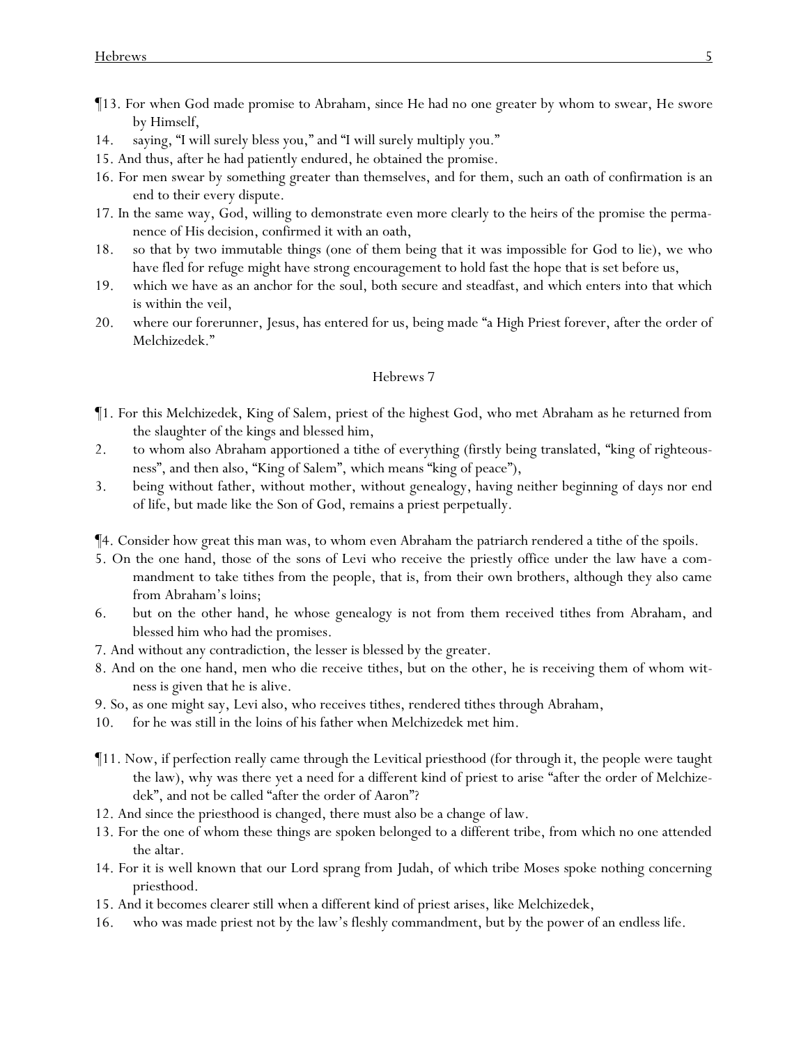¶13. For when God made promise to Abraham, since He had no one greater by whom to swear, He swore by Himself,

14. saying, "I will surely bless you," and "I will surely multiply you."

15. And thus, after he had patiently endured, he obtained the promise.

16. For men swear by something greater than themselves, and for them, such an oath of confirmation is an end to their every dispute.

17. In the same way, God, willing to demonstrate even more clearly to the heirs of the promise the permanence of His decision, confirmed it with an oath,

18. so that by two immutable things (one of them being that it was impossible for God to lie), we who have fled for refuge might have strong encouragement to hold fast the hope that is set before us,

19. which we have as an anchor for the soul, both secure and steadfast, and which enters into that which is within the veil,

20. where our forerunner, Jesus, has entered for us, being made "a High Priest forever, after the order of Melchizedek."

## Hebrews 7

¶1. For this Melchizedek, King of Salem, priest of the highest God, who met Abraham as he returned from the slaughter of the kings and blessed him,

2. to whom also Abraham apportioned a tithe of everything (firstly being translated, "king of righteousness", and then also, "King of Salem", which means "king of peace"),

3. being without father, without mother, without genealogy, having neither beginning of days nor end of life, but made like the Son of God, remains a priest perpetually.

¶4. Consider how great this man was, to whom even Abraham the patriarch rendered a tithe of the spoils.

5. On the one hand, those of the sons of Levi who receive the priestly office under the law have a commandment to take tithes from the people, that is, from their own brothers, although they also came from Abraham's loins;

6. but on the other hand, he whose genealogy is not from them received tithes from Abraham, and blessed him who had the promises.

7. And without any contradiction, the lesser is blessed by the greater.

8. And on the one hand, men who die receive tithes, but on the other, he is receiving them of whom witness is given that he is alive.

9. So, as one might say, Levi also, who receives tithes, rendered tithes through Abraham,

10. for he was still in the loins of his father when Melchizedek met him.

¶11. Now, if perfection really came through the Levitical priesthood (for through it, the people were taught the law), why was there yet a need for a different kind of priest to arise "after the order of Melchizedek", and not be called "after the order of Aaron"?

12. And since the priesthood is changed, there must also be a change of law.

13. For the one of whom these things are spoken belonged to a different tribe, from which no one attended the altar.

14. For it is well known that our Lord sprang from Judah, of which tribe Moses spoke nothing concerning priesthood.

15. And it becomes clearer still when a different kind of priest arises, like Melchizedek,

16. who was made priest not by the law's fleshly commandment, but by the power of an endless life.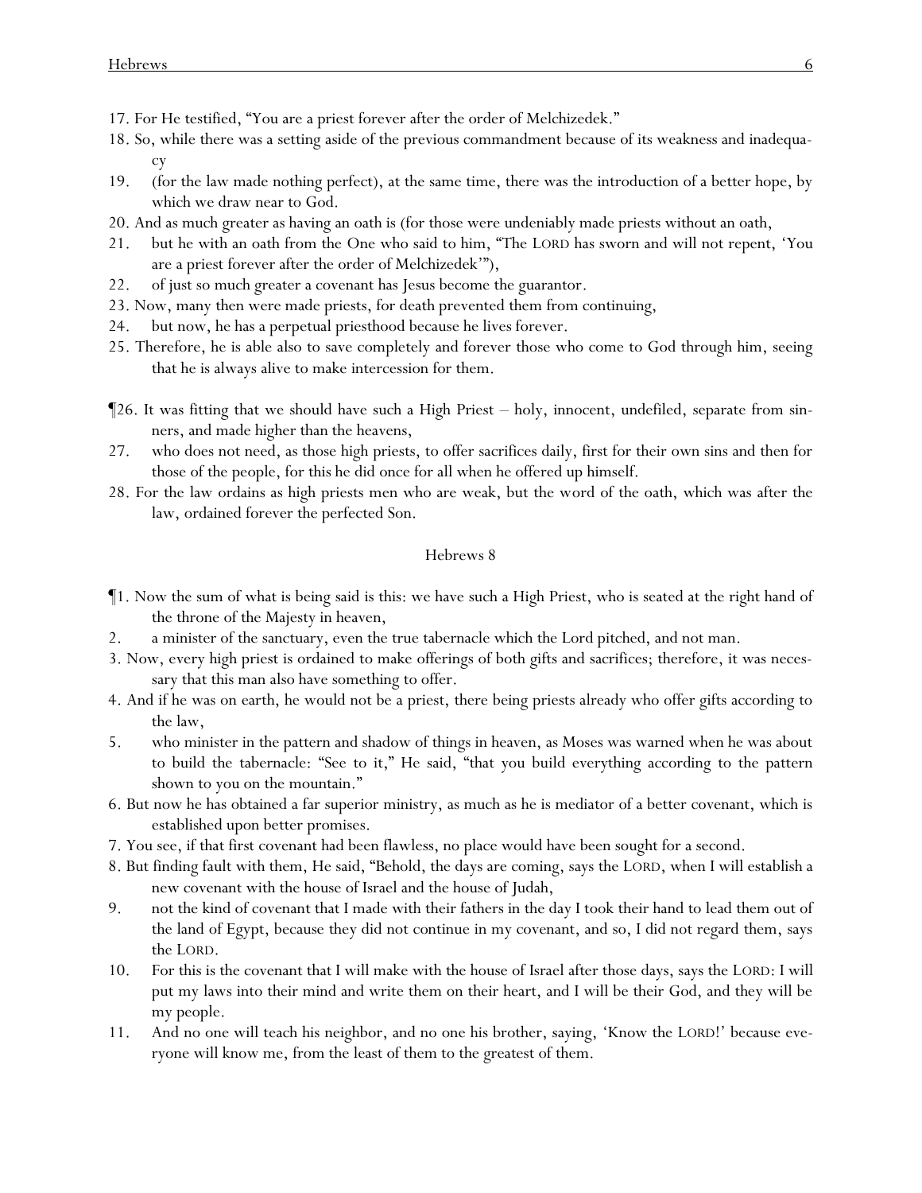17. For He testified, "You are a priest forever after the order of Melchizedek."

18. So, while there was a setting aside of the previous commandment because of its weakness and inadequacy

19. (for the law made nothing perfect), at the same time, there was the introduction of a better hope, by which we draw near to God.

20. And as much greater as having an oath is (for those were undeniably made priests without an oath,

21. but he with an oath from the One who said to him, "The LORD has sworn and will not repent, 'You are a priest forever after the order of Melchizedek'"),

22. of just so much greater a covenant has Jesus become the guarantor.

23. Now, many then were made priests, for death prevented them from continuing,

24. but now, he has a perpetual priesthood because he lives forever.

25. Therefore, he is able also to save completely and forever those who come to God through him, seeing that he is always alive to make intercession for them.

¶26. It was fitting that we should have such a High Priest – holy, innocent, undefiled, separate from sinners, and made higher than the heavens,

27. who does not need, as those high priests, to offer sacrifices daily, first for their own sins and then for those of the people, for this he did once for all when he offered up himself.

28. For the law ordains as high priests men who are weak, but the word of the oath, which was after the law, ordained forever the perfected Son.

## Hebrews 8

¶1. Now the sum of what is being said is this: we have such a High Priest, who is seated at the right hand of the throne of the Majesty in heaven,

2. a minister of the sanctuary, even the true tabernacle which the Lord pitched, and not man.

3. Now, every high priest is ordained to make offerings of both gifts and sacrifices; therefore, it was necessary that this man also have something to offer.

4. And if he was on earth, he would not be a priest, there being priests already who offer gifts according to the law,

5. who minister in the pattern and shadow of things in heaven, as Moses was warned when he was about to build the tabernacle: "See to it," He said, "that you build everything according to the pattern shown to you on the mountain."

6. But now he has obtained a far superior ministry, as much as he is mediator of a better covenant, which is established upon better promises.

7. You see, if that first covenant had been flawless, no place would have been sought for a second.

8. But finding fault with them, He said, "Behold, the days are coming, says the LORD, when I will establish a new covenant with the house of Israel and the house of Judah,

9. not the kind of covenant that I made with their fathers in the day I took their hand to lead them out of the land of Egypt, because they did not continue in my covenant, and so, I did not regard them, says the LORD.

10. For this is the covenant that I will make with the house of Israel after those days, says the LORD: I will put my laws into their mind and write them on their heart, and I will be their God, and they will be my people.

11. And no one will teach his neighbor, and no one his brother, saying, 'Know the LORD!' because everyone will know me, from the least of them to the greatest of them.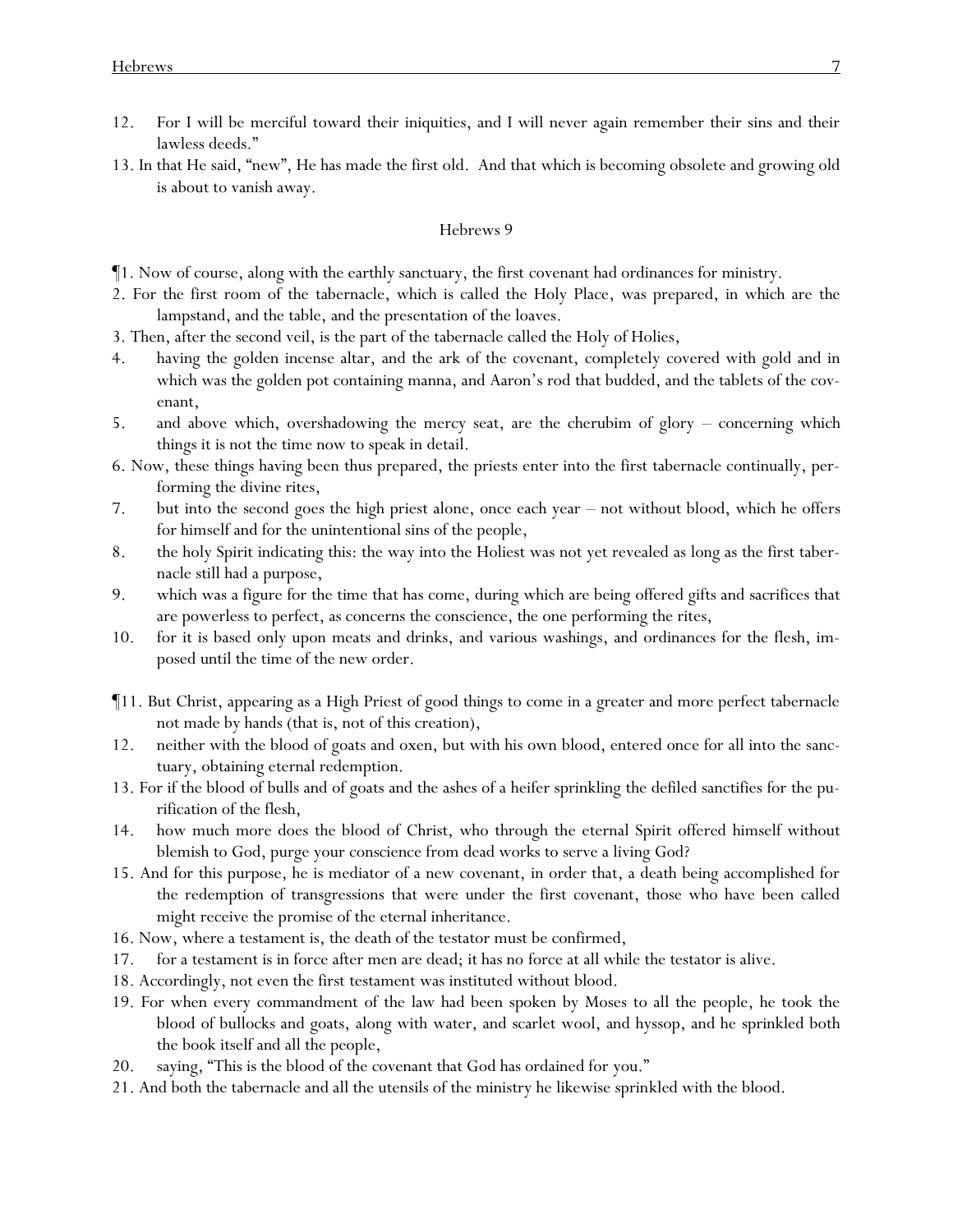12. For I will be merciful toward their iniquities, and I will never again remember their sins and their lawless deeds."

13. In that He said, "new", He has made the first old. And that which is becoming obsolete and growing old is about to vanish away.

## Hebrews 9

¶1. Now of course, along with the earthly sanctuary, the first covenant had ordinances for ministry.

2. For the first room of the tabernacle, which is called the Holy Place, was prepared, in which are the lampstand, and the table, and the presentation of the loaves.

3. Then, after the second veil, is the part of the tabernacle called the Holy of Holies,

4. having the golden incense altar, and the ark of the covenant, completely covered with gold and in which was the golden pot containing manna, and Aaron's rod that budded, and the tablets of the covenant,

5. and above which, overshadowing the mercy seat, are the cherubim of glory – concerning which things it is not the time now to speak in detail.

6. Now, these things having been thus prepared, the priests enter into the first tabernacle continually, performing the divine rites,

7. but into the second goes the high priest alone, once each year – not without blood, which he offers for himself and for the unintentional sins of the people,

8. the holy Spirit indicating this: the way into the Holiest was not yet revealed as long as the first tabernacle still had a purpose,

9. which was a figure for the time that has come, during which are being offered gifts and sacrifices that are powerless to perfect, as concerns the conscience, the one performing the rites,

10. for it is based only upon meats and drinks, and various washings, and ordinances for the flesh, imposed until the time of the new order.

¶11. But Christ, appearing as a High Priest of good things to come in a greater and more perfect tabernacle not made by hands (that is, not of this creation),

12. neither with the blood of goats and oxen, but with his own blood, entered once for all into the sanctuary, obtaining eternal redemption.

13. For if the blood of bulls and of goats and the ashes of a heifer sprinkling the defiled sanctifies for the purification of the flesh,

14. how much more does the blood of Christ, who through the eternal Spirit offered himself without blemish to God, purge your conscience from dead works to serve a living God?

15. And for this purpose, he is mediator of a new covenant, in order that, a death being accomplished for the redemption of transgressions that were under the first covenant, those who have been called might receive the promise of the eternal inheritance.

16. Now, where a testament is, the death of the testator must be confirmed,

17. for a testament is in force after men are dead; it has no force at all while the testator is alive.

18. Accordingly, not even the first testament was instituted without blood.

19. For when every commandment of the law had been spoken by Moses to all the people, he took the blood of bullocks and goats, along with water, and scarlet wool, and hyssop, and he sprinkled both the book itself and all the people,

20. saying, "This is the blood of the covenant that God has ordained for you."

21. And both the tabernacle and all the utensils of the ministry he likewise sprinkled with the blood.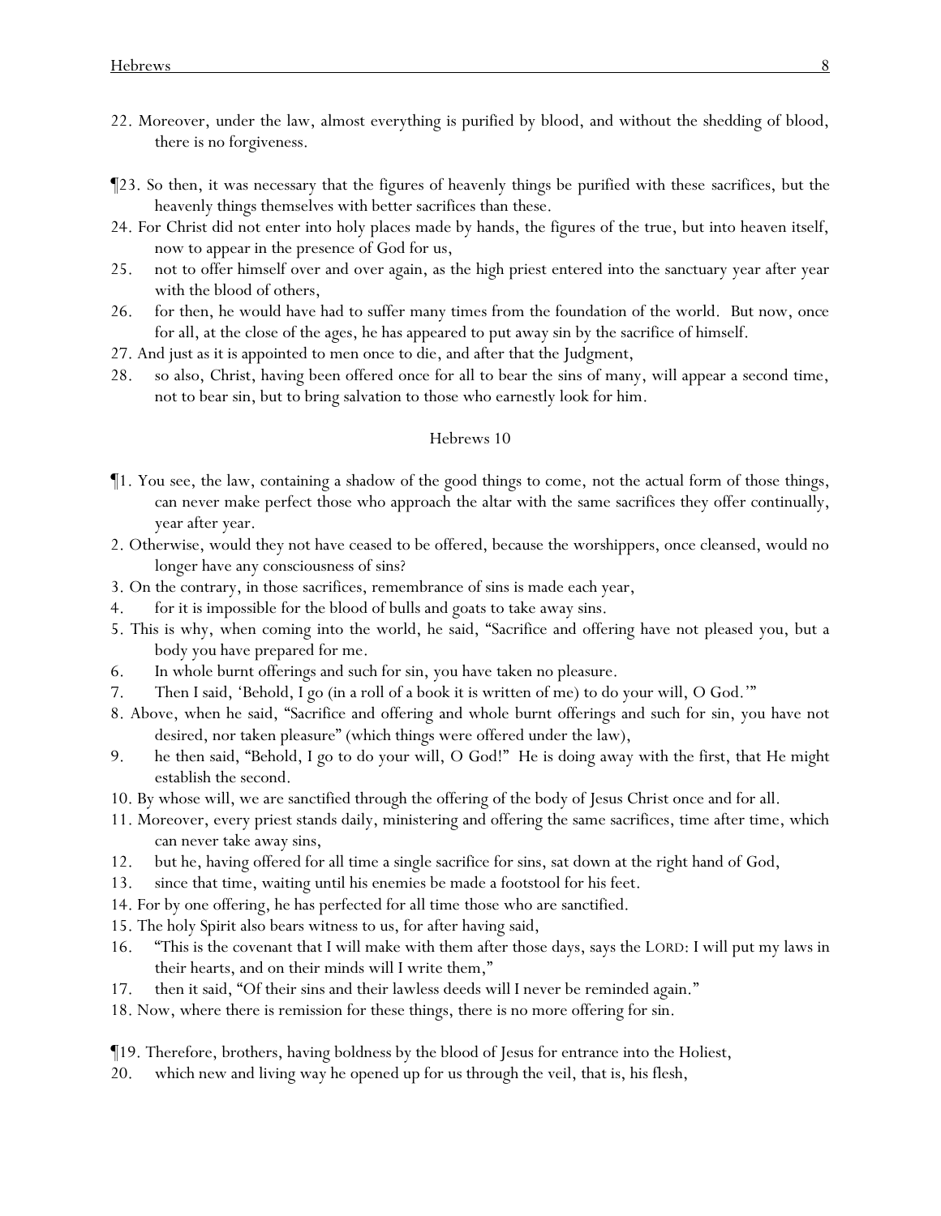22. Moreover, under the law, almost everything is purified by blood, and without the shedding of blood, there is no forgiveness.

¶23. So then, it was necessary that the figures of heavenly things be purified with these sacrifices, but the heavenly things themselves with better sacrifices than these.

24. For Christ did not enter into holy places made by hands, the figures of the true, but into heaven itself, now to appear in the presence of God for us,

25. not to offer himself over and over again, as the high priest entered into the sanctuary year after year with the blood of others,

26. for then, he would have had to suffer many times from the foundation of the world. But now, once for all, at the close of the ages, he has appeared to put away sin by the sacrifice of himself.

27. And just as it is appointed to men once to die, and after that the Judgment,

28. so also, Christ, having been offered once for all to bear the sins of many, will appear a second time, not to bear sin, but to bring salvation to those who earnestly look for him.

## Hebrews 10

¶1. You see, the law, containing a shadow of the good things to come, not the actual form of those things, can never make perfect those who approach the altar with the same sacrifices they offer continually, year after year.

2. Otherwise, would they not have ceased to be offered, because the worshippers, once cleansed, would no longer have any consciousness of sins?

3. On the contrary, in those sacrifices, remembrance of sins is made each year,

4. for it is impossible for the blood of bulls and goats to take away sins.

5. This is why, when coming into the world, he said, "Sacrifice and offering have not pleased you, but a body you have prepared for me.

6. In whole burnt offerings and such for sin, you have taken no pleasure.

7. Then I said, 'Behold, I go (in a roll of a book it is written of me) to do your will, O God.'"

8. Above, when he said, "Sacrifice and offering and whole burnt offerings and such for sin, you have not desired, nor taken pleasure" (which things were offered under the law),

9. he then said, "Behold, I go to do your will, O God!" He is doing away with the first, that He might establish the second.

10. By whose will, we are sanctified through the offering of the body of Jesus Christ once and for all.

11. Moreover, every priest stands daily, ministering and offering the same sacrifices, time after time, which can never take away sins,

12. but he, having offered for all time a single sacrifice for sins, sat down at the right hand of God,

13. since that time, waiting until his enemies be made a footstool for his feet.

14. For by one offering, he has perfected for all time those who are sanctified.

15. The holy Spirit also bears witness to us, for after having said,

16. "This is the covenant that I will make with them after those days, says the LORD: I will put my laws in their hearts, and on their minds will I write them,"

17. then it said, "Of their sins and their lawless deeds will I never be reminded again."

18. Now, where there is remission for these things, there is no more offering for sin.

¶19. Therefore, brothers, having boldness by the blood of Jesus for entrance into the Holiest,

20. which new and living way he opened up for us through the veil, that is, his flesh,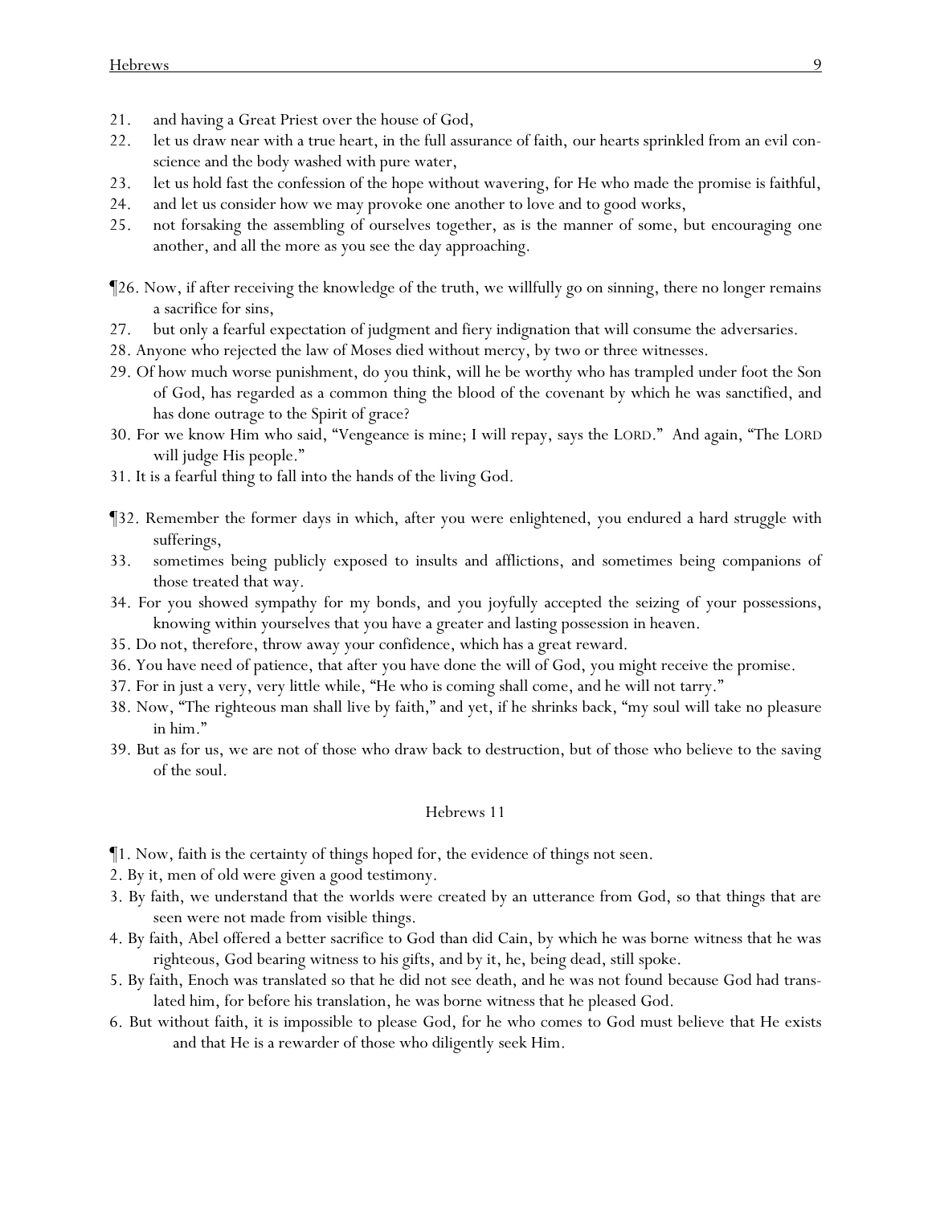21. and having a Great Priest over the house of God,
22. let us draw near with a true heart, in the full assurance of faith, our hearts sprinkled from an evil conscience and the body washed with pure water,
23. let us hold fast the confession of the hope without wavering, for He who made the promise is faithful,
24. and let us consider how we may provoke one another to love and to good works,
25. not forsaking the assembling of ourselves together, as is the manner of some, but encouraging one another, and all the more as you see the day approaching.

¶26. Now, if after receiving the knowledge of the truth, we willfully go on sinning, there no longer remains a sacrifice for sins,
27. but only a fearful expectation of judgment and fiery indignation that will consume the adversaries.
28. Anyone who rejected the law of Moses died without mercy, by two or three witnesses.
29. Of how much worse punishment, do you think, will he be worthy who has trampled under foot the Son of God, has regarded as a common thing the blood of the covenant by which he was sanctified, and has done outrage to the Spirit of grace?
30. For we know Him who said, "Vengeance is mine; I will repay, says the LORD." And again, "The LORD will judge His people."
31. It is a fearful thing to fall into the hands of the living God.

¶32. Remember the former days in which, after you were enlightened, you endured a hard struggle with sufferings,
33. sometimes being publicly exposed to insults and afflictions, and sometimes being companions of those treated that way.
34. For you showed sympathy for my bonds, and you joyfully accepted the seizing of your possessions, knowing within yourselves that you have a greater and lasting possession in heaven.
35. Do not, therefore, throw away your confidence, which has a great reward.
36. You have need of patience, that after you have done the will of God, you might receive the promise.
37. For in just a very, very little while, "He who is coming shall come, and he will not tarry."
38. Now, "The righteous man shall live by faith," and yet, if he shrinks back, "my soul will take no pleasure in him."
39. But as for us, we are not of those who draw back to destruction, but of those who believe to the saving of the soul.

## Hebrews 11

¶1. Now, faith is the certainty of things hoped for, the evidence of things not seen.
2. By it, men of old were given a good testimony.
3. By faith, we understand that the worlds were created by an utterance from God, so that things that are seen were not made from visible things.
4. By faith, Abel offered a better sacrifice to God than did Cain, by which he was borne witness that he was righteous, God bearing witness to his gifts, and by it, he, being dead, still spoke.
5. By faith, Enoch was translated so that he did not see death, and he was not found because God had translated him, for before his translation, he was borne witness that he pleased God.
6. But without faith, it is impossible to please God, for he who comes to God must believe that He exists and that He is a rewarder of those who diligently seek Him.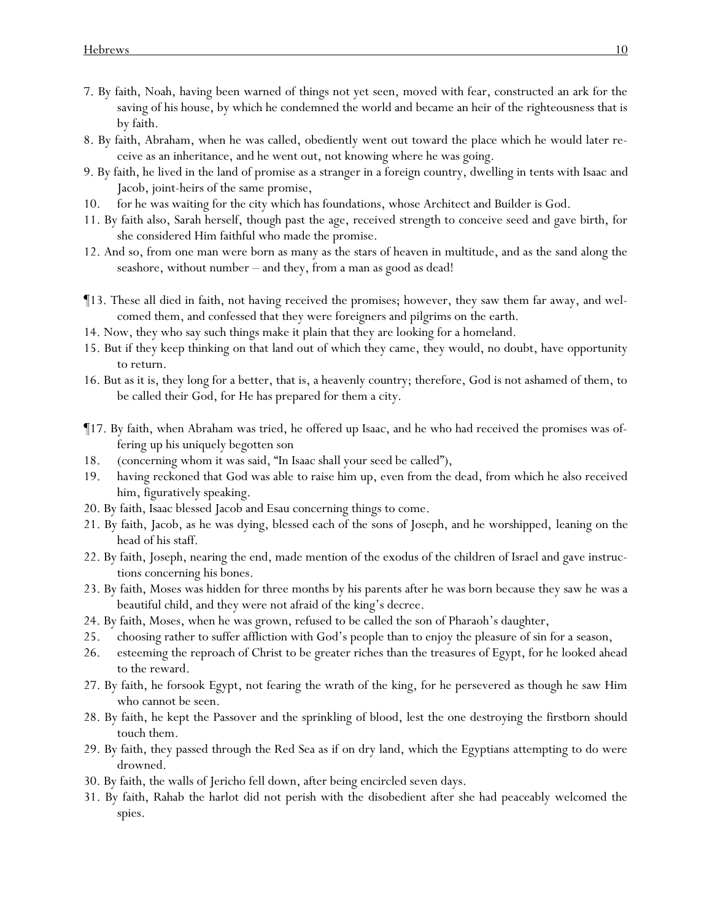7. By faith, Noah, having been warned of things not yet seen, moved with fear, constructed an ark for the saving of his house, by which he condemned the world and became an heir of the righteousness that is by faith.
8. By faith, Abraham, when he was called, obediently went out toward the place which he would later receive as an inheritance, and he went out, not knowing where he was going.
9. By faith, he lived in the land of promise as a stranger in a foreign country, dwelling in tents with Isaac and Jacob, joint-heirs of the same promise,
10. for he was waiting for the city which has foundations, whose Architect and Builder is God.
11. By faith also, Sarah herself, though past the age, received strength to conceive seed and gave birth, for she considered Him faithful who made the promise.
12. And so, from one man were born as many as the stars of heaven in multitude, and as the sand along the seashore, without number – and they, from a man as good as dead!

¶13. These all died in faith, not having received the promises; however, they saw them far away, and welcomed them, and confessed that they were foreigners and pilgrims on the earth.
14. Now, they who say such things make it plain that they are looking for a homeland.
15. But if they keep thinking on that land out of which they came, they would, no doubt, have opportunity to return.
16. But as it is, they long for a better, that is, a heavenly country; therefore, God is not ashamed of them, to be called their God, for He has prepared for them a city.

¶17. By faith, when Abraham was tried, he offered up Isaac, and he who had received the promises was offering up his uniquely begotten son
18. (concerning whom it was said, "In Isaac shall your seed be called"),
19. having reckoned that God was able to raise him up, even from the dead, from which he also received him, figuratively speaking.
20. By faith, Isaac blessed Jacob and Esau concerning things to come.
21. By faith, Jacob, as he was dying, blessed each of the sons of Joseph, and he worshipped, leaning on the head of his staff.
22. By faith, Joseph, nearing the end, made mention of the exodus of the children of Israel and gave instructions concerning his bones.
23. By faith, Moses was hidden for three months by his parents after he was born because they saw he was a beautiful child, and they were not afraid of the king's decree.
24. By faith, Moses, when he was grown, refused to be called the son of Pharaoh's daughter,
25. choosing rather to suffer affliction with God's people than to enjoy the pleasure of sin for a season,
26. esteeming the reproach of Christ to be greater riches than the treasures of Egypt, for he looked ahead to the reward.
27. By faith, he forsook Egypt, not fearing the wrath of the king, for he persevered as though he saw Him who cannot be seen.
28. By faith, he kept the Passover and the sprinkling of blood, lest the one destroying the firstborn should touch them.
29. By faith, they passed through the Red Sea as if on dry land, which the Egyptians attempting to do were drowned.
30. By faith, the walls of Jericho fell down, after being encircled seven days.
31. By faith, Rahab the harlot did not perish with the disobedient after she had peaceably welcomed the spies.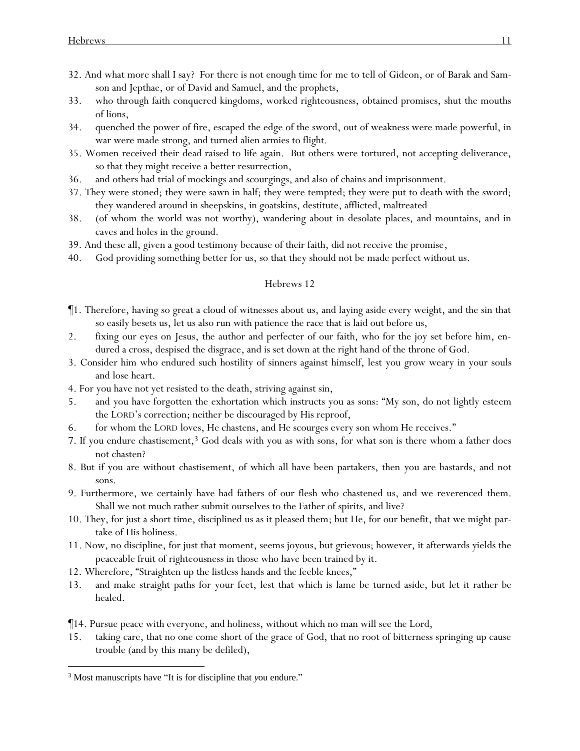32. And what more shall I say? For there is not enough time for me to tell of Gideon, or of Barak and Samson and Jepthae, or of David and Samuel, and the prophets,

33. who through faith conquered kingdoms, worked righteousness, obtained promises, shut the mouths of lions,

34. quenched the power of fire, escaped the edge of the sword, out of weakness were made powerful, in war were made strong, and turned alien armies to flight.

35. Women received their dead raised to life again. But others were tortured, not accepting deliverance, so that they might receive a better resurrection,

36. and others had trial of mockings and scourgings, and also of chains and imprisonment.

37. They were stoned; they were sawn in half; they were tempted; they were put to death with the sword; they wandered around in sheepskins, in goatskins, destitute, afflicted, maltreated

38. (of whom the world was not worthy), wandering about in desolate places, and mountains, and in caves and holes in the ground.

39. And these all, given a good testimony because of their faith, did not receive the promise,

40. God providing something better for us, so that they should not be made perfect without us.

## Hebrews 12

¶1. Therefore, having so great a cloud of witnesses about us, and laying aside every weight, and the sin that so easily besets us, let us also run with patience the race that is laid out before us,

2. fixing our eyes on Jesus, the author and perfecter of our faith, who for the joy set before him, endured a cross, despised the disgrace, and is set down at the right hand of the throne of God.

3. Consider him who endured such hostility of sinners against himself, lest you grow weary in your souls and lose heart.

4. For you have not yet resisted to the death, striving against sin,

5. and you have forgotten the exhortation which instructs you as sons: "My son, do not lightly esteem the LORD's correction; neither be discouraged by His reproof,

6. for whom the LORD loves, He chastens, and He scourges every son whom He receives."

7. If you endure chastisement,[3] God deals with you as with sons, for what son is there whom a father does not chasten?

8. But if you are without chastisement, of which all have been partakers, then you are bastards, and not sons.

9. Furthermore, we certainly have had fathers of our flesh who chastened us, and we reverenced them. Shall we not much rather submit ourselves to the Father of spirits, and live?

10. They, for just a short time, disciplined us as it pleased them; but He, for our benefit, that we might partake of His holiness.

11. Now, no discipline, for just that moment, seems joyous, but grievous; however, it afterwards yields the peaceable fruit of righteousness in those who have been trained by it.

12. Wherefore, "Straighten up the listless hands and the feeble knees,"

13. and make straight paths for your feet, lest that which is lame be turned aside, but let it rather be healed.

¶14. Pursue peace with everyone, and holiness, without which no man will see the Lord,

15. taking care, that no one come short of the grace of God, that no root of bitterness springing up cause trouble (and by this many be defiled),

---

[3] Most manuscripts have "It is for discipline that *you* endure."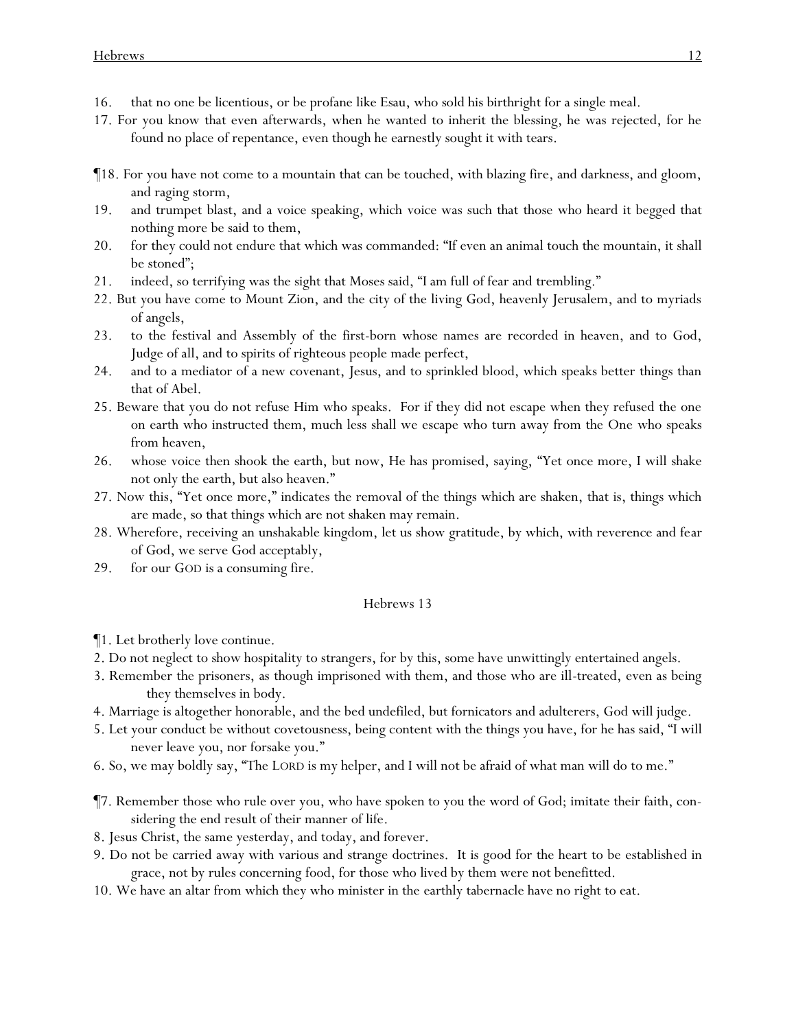16. that no one be licentious, or be profane like Esau, who sold his birthright for a single meal.
17. For you know that even afterwards, when he wanted to inherit the blessing, he was rejected, for he found no place of repentance, even though he earnestly sought it with tears.

¶18. For you have not come to a mountain that can be touched, with blazing fire, and darkness, and gloom, and raging storm,
19. and trumpet blast, and a voice speaking, which voice was such that those who heard it begged that nothing more be said to them,
20. for they could not endure that which was commanded: "If even an animal touch the mountain, it shall be stoned";
21. indeed, so terrifying was the sight that Moses said, "I am full of fear and trembling."
22. But you have come to Mount Zion, and the city of the living God, heavenly Jerusalem, and to myriads of angels,
23. to the festival and Assembly of the first-born whose names are recorded in heaven, and to God, Judge of all, and to spirits of righteous people made perfect,
24. and to a mediator of a new covenant, Jesus, and to sprinkled blood, which speaks better things than that of Abel.
25. Beware that you do not refuse Him who speaks. For if they did not escape when they refused the one on earth who instructed them, much less shall we escape who turn away from the One who speaks from heaven,
26. whose voice then shook the earth, but now, He has promised, saying, "Yet once more, I will shake not only the earth, but also heaven."
27. Now this, "Yet once more," indicates the removal of the things which are shaken, that is, things which are made, so that things which are not shaken may remain.
28. Wherefore, receiving an unshakable kingdom, let us show gratitude, by which, with reverence and fear of God, we serve God acceptably,
29. for our GOD is a consuming fire.

## Hebrews 13

¶1. Let brotherly love continue.
2. Do not neglect to show hospitality to strangers, for by this, some have unwittingly entertained angels.
3. Remember the prisoners, as though imprisoned with them, and those who are ill-treated, even as being they themselves in body.
4. Marriage is altogether honorable, and the bed undefiled, but fornicators and adulterers, God will judge.
5. Let your conduct be without covetousness, being content with the things you have, for he has said, "I will never leave you, nor forsake you."
6. So, we may boldly say, "The LORD is my helper, and I will not be afraid of what man will do to me."

¶7. Remember those who rule over you, who have spoken to you the word of God; imitate their faith, considering the end result of their manner of life.
8. Jesus Christ, the same yesterday, and today, and forever.
9. Do not be carried away with various and strange doctrines. It is good for the heart to be established in grace, not by rules concerning food, for those who lived by them were not benefitted.
10. We have an altar from which they who minister in the earthly tabernacle have no right to eat.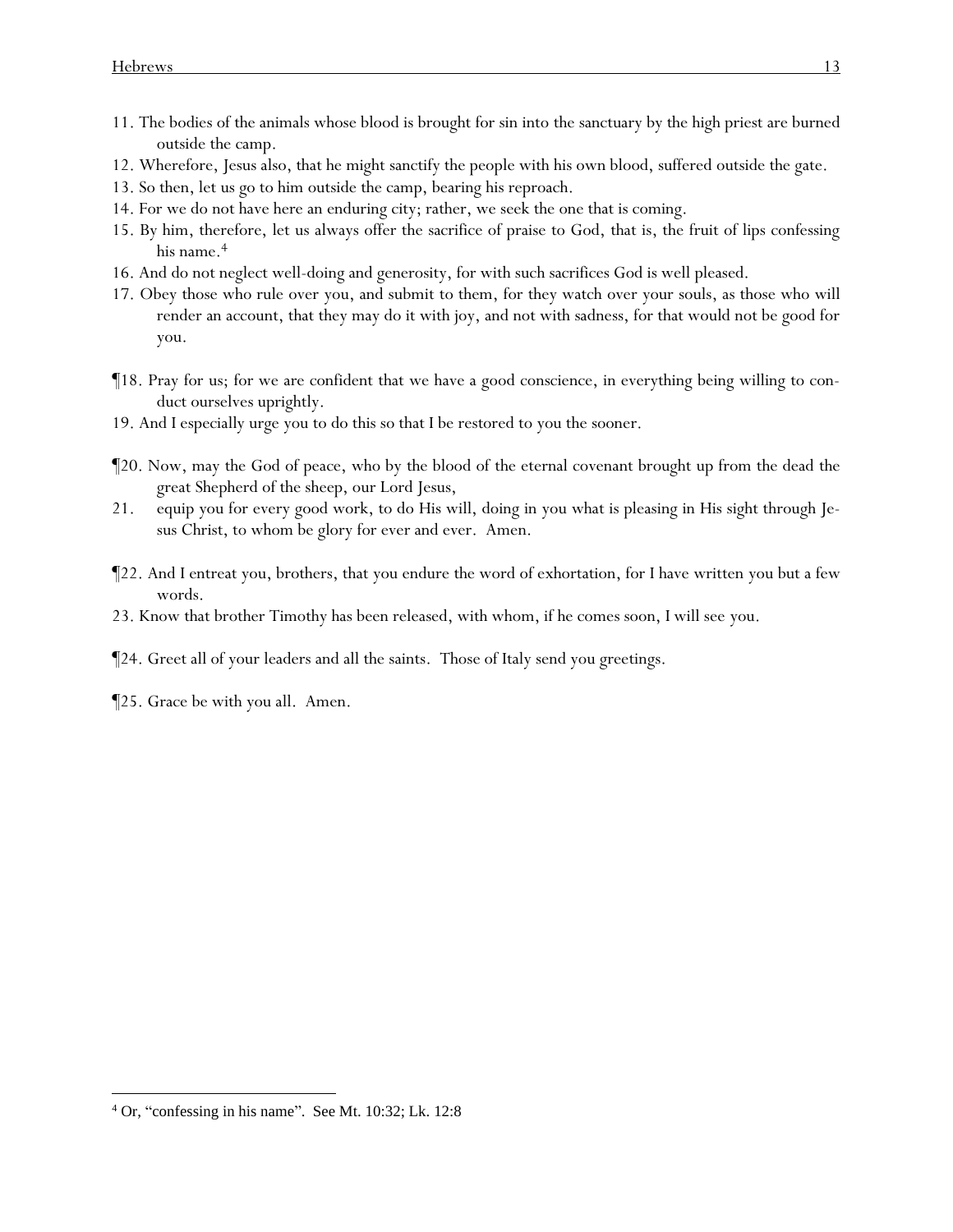11. The bodies of the animals whose blood is brought for sin into the sanctuary by the high priest are burned outside the camp.
12. Wherefore, Jesus also, that he might sanctify the people with his own blood, suffered outside the gate.
13. So then, let us go to him outside the camp, bearing his reproach.
14. For we do not have here an enduring city; rather, we seek the one that is coming.
15. By him, therefore, let us always offer the sacrifice of praise to God, that is, the fruit of lips confessing his name.[4]
16. And do not neglect well-doing and generosity, for with such sacrifices God is well pleased.
17. Obey those who rule over you, and submit to them, for they watch over your souls, as those who will render an account, that they may do it with joy, and not with sadness, for that would not be good for you.

¶18. Pray for us; for we are confident that we have a good conscience, in everything being willing to conduct ourselves uprightly.
19. And I especially urge you to do this so that I be restored to you the sooner.

¶20. Now, may the God of peace, who by the blood of the eternal covenant brought up from the dead the great Shepherd of the sheep, our Lord Jesus,
21. equip you for every good work, to do His will, doing in you what is pleasing in His sight through Jesus Christ, to whom be glory for ever and ever. Amen.

¶22. And I entreat you, brothers, that you endure the word of exhortation, for I have written you but a few words.
23. Know that brother Timothy has been released, with whom, if he comes soon, I will see you.

¶24. Greet all of your leaders and all the saints. Those of Italy send you greetings.

¶25. Grace be with you all. Amen.

---

[4] Or, "confessing in his name". See Mt. 10:32; Lk. 12:8